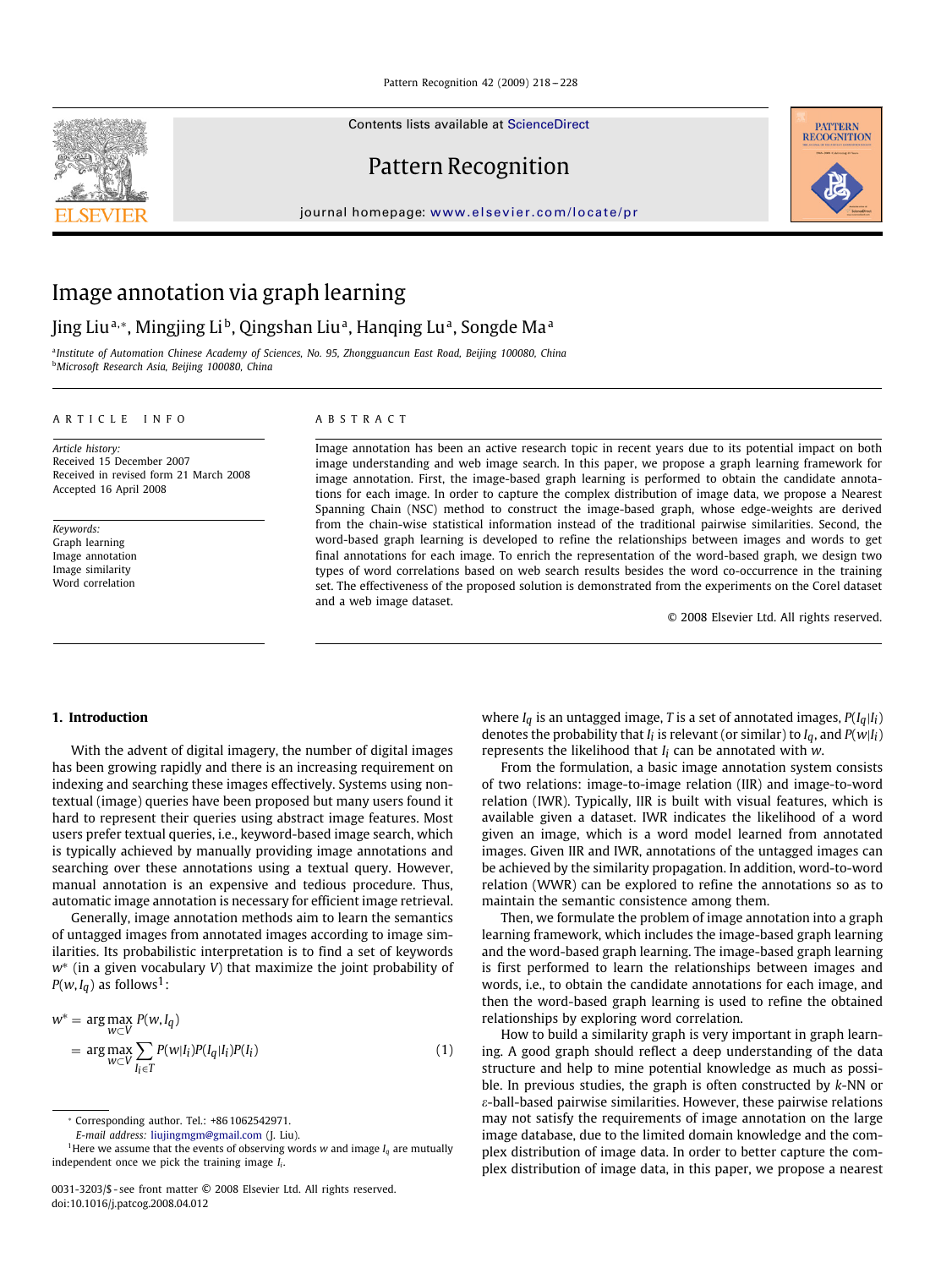# Image annotation via graph learning

Jing Liu[a,*], Mingjing Li[b], Qingshan Liu[a], Hanqing Lu[a], Songde Ma[a]

[a] Institute of Automation Chinese Academy of Sciences, No. 95, Zhongguancun East Road, Beijing 100080, China
[b] Microsoft Research Asia, Beijing 100080, China

## ARTICLE INFO

*Article history:*
Received 15 December 2007
Received in revised form 21 March 2008
Accepted 16 April 2008

*Keywords:*
Graph learning
Image annotation
Image similarity
Word correlation

## ABSTRACT

Image annotation has been an active research topic in recent years due to its potential impact on both image understanding and web image search. In this paper, we propose a graph learning framework for image annotation. First, the image-based graph learning is performed to obtain the candidate annotations for each image. In order to capture the complex distribution of image data, we propose a Nearest Spanning Chain (NSC) method to construct the image-based graph, whose edge-weights are derived from the chain-wise statistical information instead of the traditional pairwise similarities. Second, the word-based graph learning is developed to refine the relationships between images and words to get final annotations for each image. To enrich the representation of the word-based graph, we design two types of word correlations based on web search results besides the word co-occurrence in the training set. The effectiveness of the proposed solution is demonstrated from the experiments on the Corel dataset and a web image dataset.

© 2008 Elsevier Ltd. All rights reserved.

## 1. Introduction

With the advent of digital imagery, the number of digital images has been growing rapidly and there is an increasing requirement on indexing and searching these images effectively. Systems using non-textual (image) queries have been proposed but many users found it hard to represent their queries using abstract image features. Most users prefer textual queries, i.e., keyword-based image search, which is typically achieved by manually providing image annotations and searching over these annotations using a textual query. However, manual annotation is an expensive and tedious procedure. Thus, automatic image annotation is necessary for efficient image retrieval.

Generally, image annotation methods aim to learn the semantics of untagged images from annotated images according to image similarities. Its probabilistic interpretation is to find a set of keywords $w^*$ (in a given vocabulary $V$) that maximize the joint probability of $P(w, I_q)$ as follows[1]:

$$
\begin{aligned}
w^* &= \arg\max_{w \subset V} P(w, I_q) \\
&= \arg\max_{w \subset V} \sum_{I_i \in T} P(w|I_i) P(I_q|I_i) P(I_i)
\end{aligned}
\tag{1}
$$

where $I_q$ is an untagged image, $T$ is a set of annotated images, $P(I_q|I_i)$ denotes the probability that $I_i$ is relevant (or similar) to $I_q$, and $P(w|I_i)$ represents the likelihood that $I_i$ can be annotated with $w$.

From the formulation, a basic image annotation system consists of two relations: image-to-image relation (IIR) and image-to-word relation (IWR). Typically, IIR is built with visual features, which is available given a dataset. IWR indicates the likelihood of a word given an image, which is a word model learned from annotated images. Given IIR and IWR, annotations of the untagged images can be achieved by the similarity propagation. In addition, word-to-word relation (WWR) can be explored to refine the annotations so as to maintain the semantic consistence among them.

Then, we formulate the problem of image annotation into a graph learning framework, which includes the image-based graph learning and the word-based graph learning. The image-based graph learning is first performed to learn the relationships between images and words, i.e., to obtain the candidate annotations for each image, and then the word-based graph learning is used to refine the obtained relationships by exploring word correlation.

How to build a similarity graph is very important in graph learning. A good graph should reflect a deep understanding of the data structure and help to mine potential knowledge as much as possible. In previous studies, the graph is often constructed by $k$-NN or $\varepsilon$-ball-based pairwise similarities. However, these pairwise relations may not satisfy the requirements of image annotation on the large image database, due to the limited domain knowledge and the complex distribution of image data. In order to better capture the complex distribution of image data, in this paper, we propose a nearest

* Corresponding author. Tel.: +86 1062542971.
*E-mail address:* liujingmgm@gmail.com (J. Liu).
[1] Here we assume that the events of observing words $w$ and image $I_q$ are mutually independent once we pick the training image $I_i$.

0031-3203/$ - see front matter © 2008 Elsevier Ltd. All rights reserved.
doi:10.1016/j.patcog.2008.04.012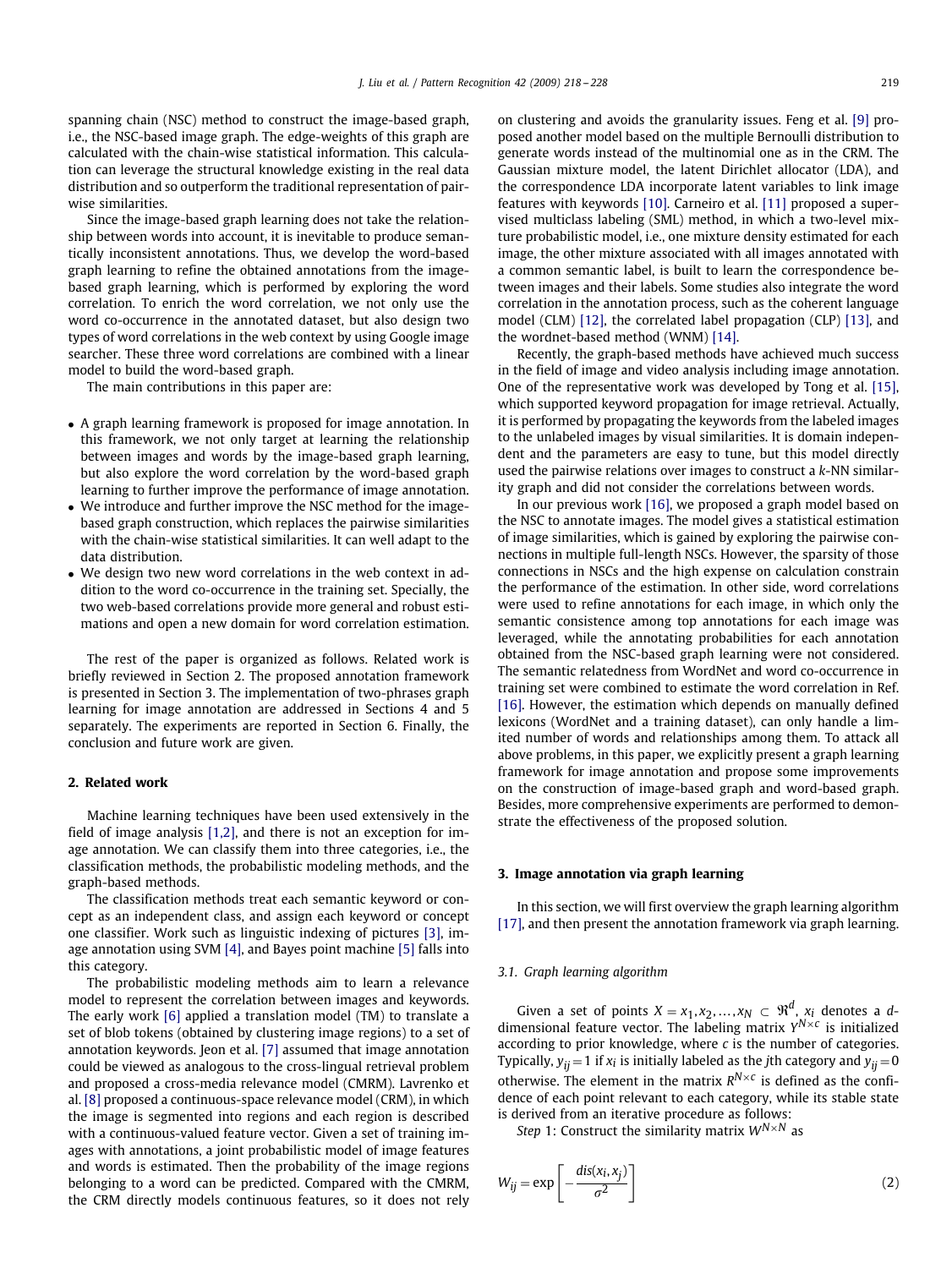spanning chain (NSC) method to construct the image-based graph, i.e., the NSC-based image graph. The edge-weights of this graph are calculated with the chain-wise statistical information. This calculation can leverage the structural knowledge existing in the real data distribution and so outperform the traditional representation of pairwise similarities.

Since the image-based graph learning does not take the relationship between words into account, it is inevitable to produce semantically inconsistent annotations. Thus, we develop the word-based graph learning to refine the obtained annotations from the image-based graph learning, which is performed by exploring the word correlation. To enrich the word correlation, we not only use the word co-occurrence in the annotated dataset, but also design two types of word correlations in the web context by using Google image searcher. These three word correlations are combined with a linear model to build the word-based graph.

The main contributions in this paper are:

- A graph learning framework is proposed for image annotation. In this framework, we not only target at learning the relationship between images and words by the image-based graph learning, but also explore the word correlation by the word-based graph learning to further improve the performance of image annotation.
- We introduce and further improve the NSC method for the image-based graph construction, which replaces the pairwise similarities with the chain-wise statistical similarities. It can well adapt to the data distribution.
- We design two new word correlations in the web context in addition to the word co-occurrence in the training set. Specially, the two web-based correlations provide more general and robust estimations and open a new domain for word correlation estimation.

The rest of the paper is organized as follows. Related work is briefly reviewed in Section 2. The proposed annotation framework is presented in Section 3. The implementation of two-phrases graph learning for image annotation are addressed in Sections 4 and 5 separately. The experiments are reported in Section 6. Finally, the conclusion and future work are given.

## 2. Related work

Machine learning techniques have been used extensively in the field of image analysis [1,2], and there is not an exception for image annotation. We can classify them into three categories, i.e., the classification methods, the probabilistic modeling methods, and the graph-based methods.

The classification methods treat each semantic keyword or concept as an independent class, and assign each keyword or concept one classifier. Work such as linguistic indexing of pictures [3], image annotation using SVM [4], and Bayes point machine [5] falls into this category.

The probabilistic modeling methods aim to learn a relevance model to represent the correlation between images and keywords. The early work [6] applied a translation model (TM) to translate a set of blob tokens (obtained by clustering image regions) to a set of annotation keywords. Jeon et al. [7] assumed that image annotation could be viewed as analogous to the cross-lingual retrieval problem and proposed a cross-media relevance model (CMRM). Lavrenko et al. [8] proposed a continuous-space relevance model (CRM), in which the image is segmented into regions and each region is described with a continuous-valued feature vector. Given a set of training images with annotations, a joint probabilistic model of image features and words is estimated. Then the probability of the image regions belonging to a word can be predicted. Compared with the CMRM, the CRM directly models continuous features, so it does not rely on clustering and avoids the granularity issues. Feng et al. [9] proposed another model based on the multiple Bernoulli distribution to generate words instead of the multinomial one as in the CRM. The Gaussian mixture model, the latent Dirichlet allocator (LDA), and the correspondence LDA incorporate latent variables to link image features with keywords [10]. Carneiro et al. [11] proposed a supervised multiclass labeling (SML) method, in which a two-level mixture probabilistic model, i.e., one mixture density estimated for each image, the other mixture associated with all images annotated with a common semantic label, is built to learn the correspondence between images and their labels. Some studies also integrate the word correlation in the annotation process, such as the coherent language model (CLM) [12], the correlated label propagation (CLP) [13], and the wordnet-based method (WNM) [14].

Recently, the graph-based methods have achieved much success in the field of image and video analysis including image annotation. One of the representative work was developed by Tong et al. [15], which supported keyword propagation for image retrieval. Actually, it is performed by propagating the keywords from the labeled images to the unlabeled images by visual similarities. It is domain independent and the parameters are easy to tune, but this model directly used the pairwise relations over images to construct a $k$-NN similarity graph and did not consider the correlations between words.

In our previous work [16], we proposed a graph model based on the NSC to annotate images. The model gives a statistical estimation of image similarities, which is gained by exploring the pairwise connections in multiple full-length NSCs. However, the sparsity of those connections in NSCs and the high expense on calculation constrain the performance of the estimation. In other side, word correlations were used to refine annotations for each image, in which only the semantic consistence among top annotations for each image was leveraged, while the annotating probabilities for each annotation obtained from the NSC-based graph learning were not considered. The semantic relatedness from WordNet and word co-occurrence in training set were combined to estimate the word correlation in Ref. [16]. However, the estimation which depends on manually defined lexicons (WordNet and a training dataset), can only handle a limited number of words and relationships among them. To tackle all above problems, in this paper, we explicitly present a graph learning framework for image annotation and propose some improvements on the construction of image-based graph and word-based graph. Besides, more comprehensive experiments are performed to demonstrate the effectiveness of the proposed solution.

## 3. Image annotation via graph learning

In this section, we will first overview the graph learning algorithm [17], and then present the annotation framework via graph learning.

### 3.1. Graph learning algorithm

Given a set of points $X = x_1, x_2, \ldots, x_N \subset \Re^d$, $x_i$ denotes a $d$-dimensional feature vector. The labeling matrix $Y^{N\times c}$ is initialized according to prior knowledge, where $c$ is the number of categories. Typically, $y_{ij} = 1$ if $x_i$ is initially labeled as the $j$th category and $y_{ij} = 0$ otherwise. The element in the matrix $R^{N\times c}$ is defined as the confidence of each point relevant to each category, while its stable state is derived from an iterative procedure as follows:

*Step* 1: Construct the similarity matrix $W^{N\times N}$ as

$$W_{ij} = \exp\left[-\frac{dis(x_i, x_j)}{\sigma^2}\right] \tag{2}$$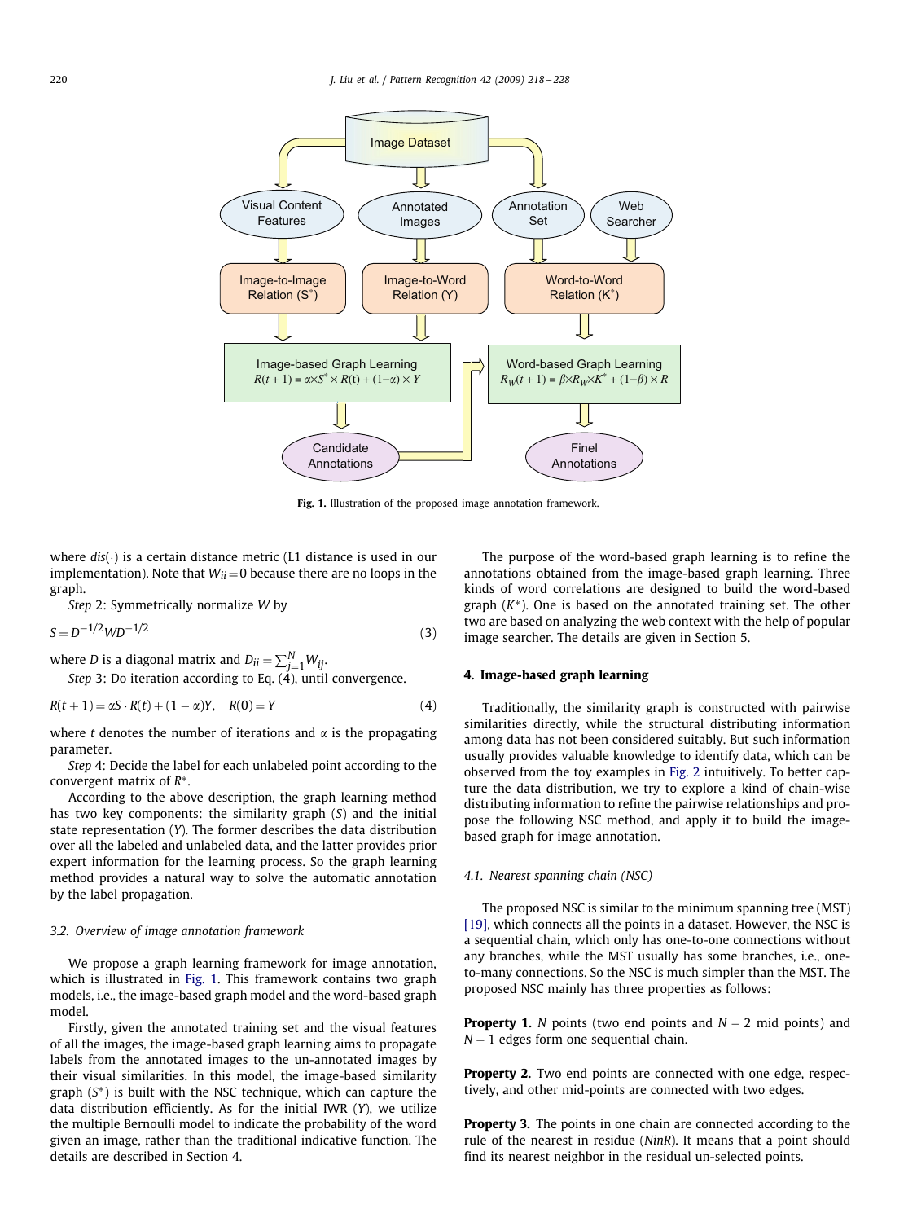Fig. 1. Illustration of the proposed image annotation framework.

where $dis(\cdot)$ is a certain distance metric (L1 distance is used in our implementation). Note that $W_{ii} = 0$ because there are no loops in the graph.

*Step* 2: Symmetrically normalize $W$ by

$$S = D^{-1/2} W D^{-1/2} \tag{3}$$

where $D$ is a diagonal matrix and $D_{ii} = \sum_{j=1}^{N} W_{ij}$.

*Step* 3: Do iteration according to Eq. (4), until convergence.

$$R(t+1) = \alpha S \cdot R(t) + (1-\alpha)Y, \quad R(0) = Y \tag{4}$$

where $t$ denotes the number of iterations and $\alpha$ is the propagating parameter.

*Step* 4: Decide the label for each unlabeled point according to the convergent matrix of $R^*$.

According to the above description, the graph learning method has two key components: the similarity graph ($S$) and the initial state representation ($Y$). The former describes the data distribution over all the labeled and unlabeled data, and the latter provides prior expert information for the learning process. So the graph learning method provides a natural way to solve the automatic annotation by the label propagation.

### 3.2. Overview of image annotation framework

We propose a graph learning framework for image annotation, which is illustrated in Fig. 1. This framework contains two graph models, i.e., the image-based graph model and the word-based graph model.

Firstly, given the annotated training set and the visual features of all the images, the image-based graph learning aims to propagate labels from the annotated images to the un-annotated images by their visual similarities. In this model, the image-based similarity graph ($S^*$) is built with the NSC technique, which can capture the data distribution efficiently. As for the initial IWR ($Y$), we utilize the multiple Bernoulli model to indicate the probability of the word given an image, rather than the traditional indicative function. The details are described in Section 4.

The purpose of the word-based graph learning is to refine the annotations obtained from the image-based graph learning. Three kinds of word correlations are designed to build the word-based graph ($K^*$). One is based on the annotated training set. The other two are based on analyzing the web context with the help of popular image searcher. The details are given in Section 5.

## 4. Image-based graph learning

Traditionally, the similarity graph is constructed with pairwise similarities directly, while the structural distributing information among data has not been considered suitably. But such information usually provides valuable knowledge to identify data, which can be observed from the toy examples in Fig. 2 intuitively. To better capture the data distribution, we try to explore a kind of chain-wise distributing information to refine the pairwise relationships and propose the following NSC method, and apply it to build the image-based graph for image annotation.

### 4.1. Nearest spanning chain (NSC)

The proposed NSC is similar to the minimum spanning tree (MST) [19], which connects all the points in a dataset. However, the NSC is a sequential chain, which only has one-to-one connections without any branches, while the MST usually has some branches, i.e., one-to-many connections. So the NSC is much simpler than the MST. The proposed NSC mainly has three properties as follows:

**Property 1.** $N$ points (two end points and $N-2$ mid points) and $N-1$ edges form one sequential chain.

**Property 2.** Two end points are connected with one edge, respectively, and other mid-points are connected with two edges.

**Property 3.** The points in one chain are connected according to the rule of the nearest in residue (*NinR*). It means that a point should find its nearest neighbor in the residual un-selected points.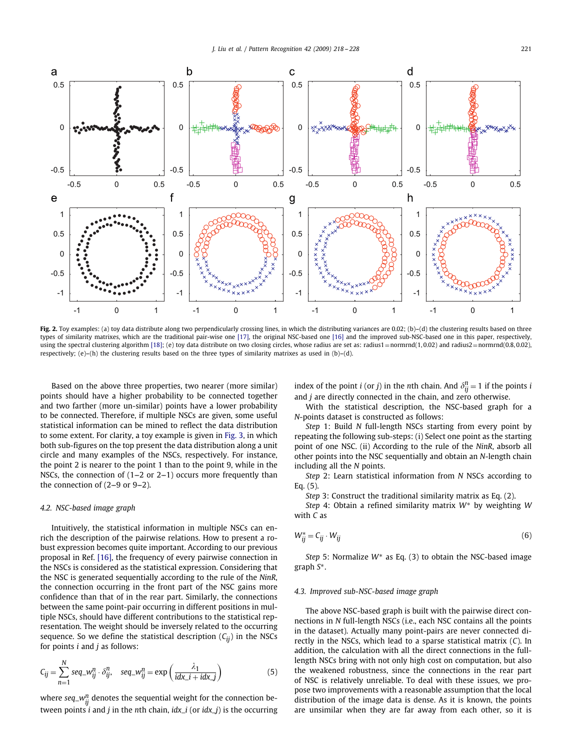**Fig. 2.** Toy examples: (a) toy data distribute along two perpendicularly crossing lines, in which the distributing variances are 0.02; (b)–(d) the clustering results based on three types of similarity matrixes, which are the traditional pair-wise one [17], the original NSC-based one [16] and the improved sub-NSC-based one in this paper, respectively, using the spectral clustering algorithm [18]; (e) toy data distribute on two closing circles, whose radius are set as: radius1 = normrnd(1, 0.02) and radius2 = normrnd(0.8, 0.02), respectively; (e)–(h) the clustering results based on the three types of similarity matrixes as used in (b)–(d).

Based on the above three properties, two nearer (more similar) points should have a higher probability to be connected together and two farther (more un-similar) points have a lower probability to be connected. Therefore, if multiple NSCs are given, some useful statistical information can be mined to reflect the data distribution to some extent. For clarity, a toy example is given in Fig. 3, in which both sub-figures on the top present the data distribution along a unit circle and many examples of the NSCs, respectively. For instance, the point 2 is nearer to the point 1 than to the point 9, while in the NSCs, the connection of (1–2 or 2–1) occurs more frequently than the connection of (2–9 or 9–2).

### 4.2. NSC-based image graph

Intuitively, the statistical information in multiple NSCs can enrich the description of the pairwise relations. How to present a robust expression becomes quite important. According to our previous proposal in Ref. [16], the frequency of every pairwise connection in the NSCs is considered as the statistical expression. Considering that the NSC is generated sequentially according to the rule of the *NinR*, the connection occurring in the front part of the NSC gains more confidence than that of in the rear part. Similarly, the connections between the same point-pair occurring in different positions in multiple NSCs, should have different contributions to the statistical representation. The weight should be inversely related to the occurring sequence. So we define the statistical description ($C_{ij}$) in the NSCs for points $i$ and $j$ as follows:

$$C_{ij} = \sum_{n=1}^{N} seq\_w_{ij}^{n} \cdot \delta_{ij}^{n}, \quad seq\_w_{ij}^{n} = \exp\left(\frac{\lambda_1}{idx\_i + idx\_j}\right) \tag{5}$$

where $seq\_w_{ij}^{n}$ denotes the sequential weight for the connection between points $i$ and $j$ in the $n$th chain, $idx\_i$ (or $idx\_j$) is the occurring index of the point $i$ (or $j$) in the $n$th chain. And $\delta_{ij}^{n} = 1$ if the points $i$ and $j$ are directly connected in the chain, and zero otherwise.

With the statistical description, the NSC-based graph for a $N$-points dataset is constructed as follows:

*Step* 1: Build $N$ full-length NSCs starting from every point by repeating the following sub-steps: (i) Select one point as the starting point of one NSC. (ii) According to the rule of the *NinR*, absorb all other points into the NSC sequentially and obtain an $N$-length chain including all the $N$ points.

*Step* 2: Learn statistical information from $N$ NSCs according to Eq. (5).

*Step* 3: Construct the traditional similarity matrix as Eq. (2).

*Step* 4: Obtain a refined similarity matrix $W^{*}$ by weighting $W$ with $C$ as

$$W_{ij}^{*} = C_{ij} \cdot W_{ij} \tag{6}$$

*Step* 5: Normalize $W^{*}$ as Eq. (3) to obtain the NSC-based image graph $S^{*}$.

### 4.3. Improved sub-NSC-based image graph

The above NSC-based graph is built with the pairwise direct connections in $N$ full-length NSCs (i.e., each NSC contains all the points in the dataset). Actually many point-pairs are never connected directly in the NSCs, which lead to a sparse statistical matrix ($C$). In addition, the calculation with all the direct connections in the full-length NSCs bring with not only high cost on computation, but also the weakened robustness, since the connections in the rear part of NSC is relatively unreliable. To deal with these issues, we propose two improvements with a reasonable assumption that the local distribution of the image data is dense. As it is known, the points are unsimilar when they are far away from each other, so it is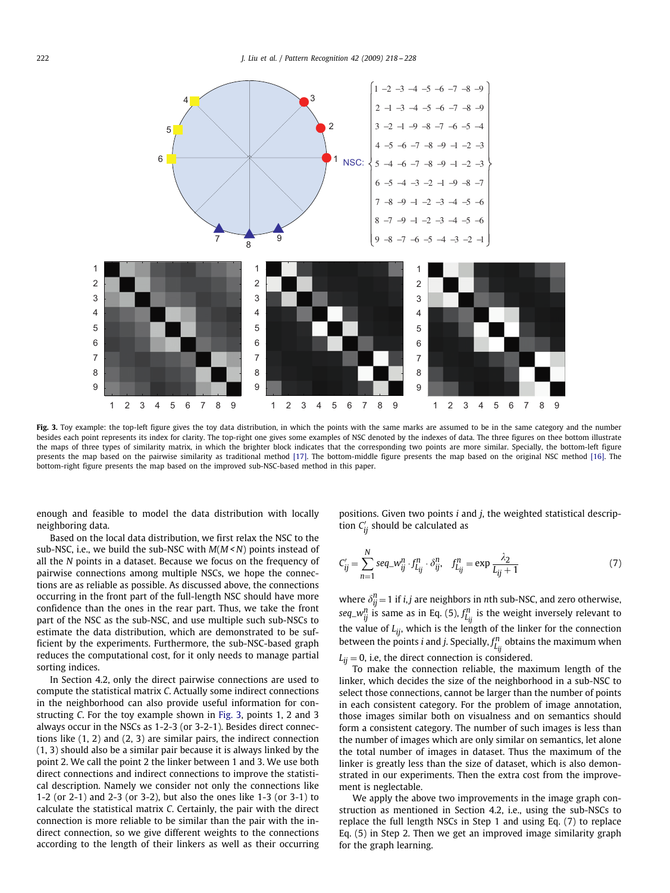Fig. 3. Toy example: the top-left figure gives the toy data distribution, in which the points with the same marks are assumed to be in the same category and the number besides each point represents its index for clarity. The top-right one gives some examples of NSC denoted by the indexes of data. The three figures on thee bottom illustrate the maps of three types of similarity matrix, in which the brighter block indicates that the corresponding two points are more similar. Specially, the bottom-left figure presents the map based on the pairwise similarity as traditional method [17]. The bottom-middle figure presents the map based on the original NSC method [16]. The bottom-right figure presents the map based on the improved sub-NSC-based method in this paper.

enough and feasible to model the data distribution with locally neighboring data.

Based on the local data distribution, we first relax the NSC to the sub-NSC, i.e., we build the sub-NSC with $M(M < N)$ points instead of all the $N$ points in a dataset. Because we focus on the frequency of pairwise connections among multiple NSCs, we hope the connections are as reliable as possible. As discussed above, the connections occurring in the front part of the full-length NSC should have more confidence than the ones in the rear part. Thus, we take the front part of the NSC as the sub-NSC, and use multiple such sub-NSCs to estimate the data distribution, which are demonstrated to be sufficient by the experiments. Furthermore, the sub-NSC-based graph reduces the computational cost, for it only needs to manage partial sorting indices.

In Section 4.2, only the direct pairwise connections are used to compute the statistical matrix $C$. Actually some indirect connections in the neighborhood can also provide useful information for constructing $C$. For the toy example shown in Fig. 3, points 1, 2 and 3 always occur in the NSCs as 1-2-3 (or 3-2-1). Besides direct connections like (1, 2) and (2, 3) are similar pairs, the indirect connection (1, 3) should also be a similar pair because it is always linked by the point 2. We call the point 2 the linker between 1 and 3. We use both direct connections and indirect connections to improve the statistical description. Namely we consider not only the connections like 1-2 (or 2-1) and 2-3 (or 3-2), but also the ones like 1-3 (or 3-1) to calculate the statistical matrix $C$. Certainly, the pair with the direct connection is more reliable to be similar than the pair with the indirect connection, so we give different weights to the connections according to the length of their linkers as well as their occurring positions. Given two points $i$ and $j$, the weighted statistical description $C'_{ij}$ should be calculated as

$$C'_{ij} = \sum_{n=1}^{N} seq\_w_{ij}^{n} \cdot f_{L_{ij}}^{n} \cdot \delta_{ij}^{n}, \quad f_{L_{ij}}^{n} = \exp \frac{\lambda_2}{L_{ij}+1} \tag{7}$$

where $\delta_{ij}^{n} = 1$ if $i, j$ are neighbors in $n$th sub-NSC, and zero otherwise, $seq\_w_{ij}^{n}$ is same as in Eq. (5), $f_{L_{ij}}^{n}$ is the weight inversely relevant to the value of $L_{ij}$, which is the length of the linker for the connection between the points $i$ and $j$. Specially, $f_{L_{ij}}^{n}$ obtains the maximum when $L_{ij} = 0$, i.e, the direct connection is considered.

To make the connection reliable, the maximum length of the linker, which decides the size of the neighborhood in a sub-NSC to select those connections, cannot be larger than the number of points in each consistent category. For the problem of image annotation, those images similar both on visualness and on semantics should form a consistent category. The number of such images is less than the number of images which are only similar on semantics, let alone the total number of images in dataset. Thus the maximum of the linker is greatly less than the size of dataset, which is also demonstrated in our experiments. Then the extra cost from the improvement is neglectable.

We apply the above two improvements in the image graph construction as mentioned in Section 4.2, i.e., using the sub-NSCs to replace the full length NSCs in Step 1 and using Eq. (7) to replace Eq. (5) in Step 2. Then we get an improved image similarity graph for the graph learning.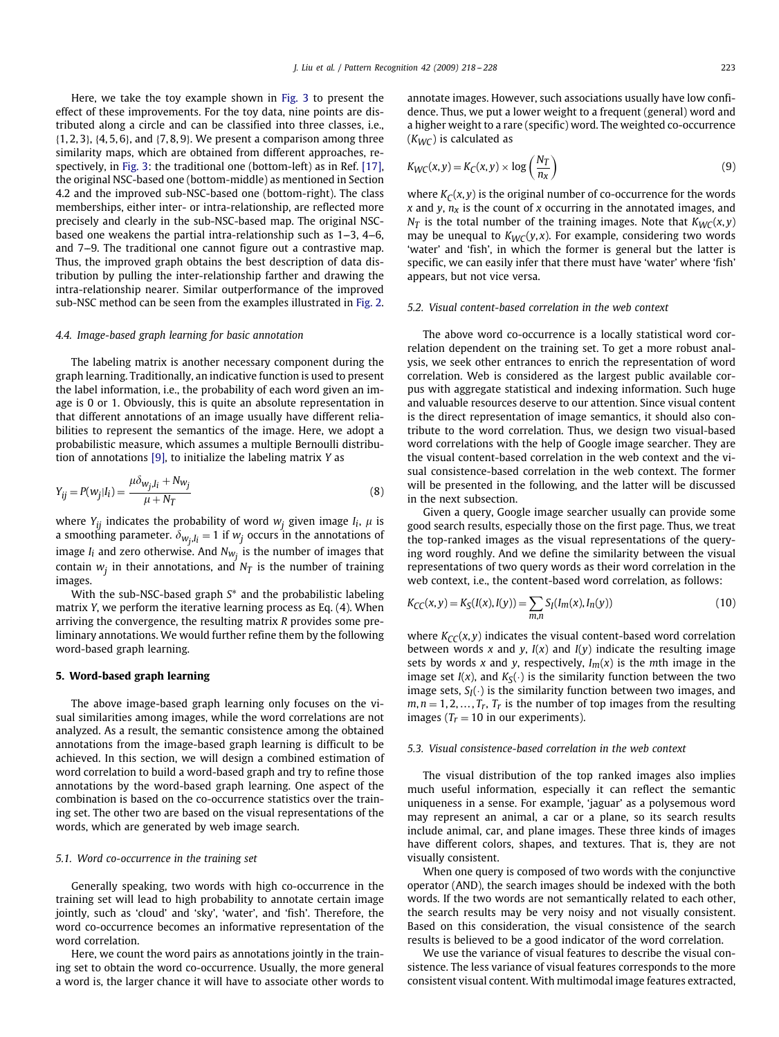Here, we take the toy example shown in Fig. 3 to present the effect of these improvements. For the toy data, nine points are distributed along a circle and can be classified into three classes, i.e., {1, 2, 3}, {4, 5, 6}, and {7, 8, 9}. We present a comparison among three similarity maps, which are obtained from different approaches, respectively, in Fig. 3: the traditional one (bottom-left) as in Ref. [17], the original NSC-based one (bottom-middle) as mentioned in Section 4.2 and the improved sub-NSC-based one (bottom-right). The class memberships, either inter- or intra-relationship, are reflected more precisely and clearly in the sub-NSC-based map. The original NSC-based one weakens the partial intra-relationship such as 1–3, 4–6, and 7–9. The traditional one cannot figure out a contrastive map. Thus, the improved graph obtains the best description of data distribution by pulling the inter-relationship farther and drawing the intra-relationship nearer. Similar outperformance of the improved sub-NSC method can be seen from the examples illustrated in Fig. 2.

### 4.4. Image-based graph learning for basic annotation

The labeling matrix is another necessary component during the graph learning. Traditionally, an indicative function is used to present the label information, i.e., the probability of each word given an image is 0 or 1. Obviously, this is quite an absolute representation in that different annotations of an image usually have different reliabilities to represent the semantics of the image. Here, we adopt a probabilistic measure, which assumes a multiple Bernoulli distribution of annotations [9], to initialize the labeling matrix $Y$ as

$$Y_{ij} = P(w_j|I_i) = \frac{\mu \delta_{w_j,I_i} + N_{w_j}}{\mu + N_T} \tag{8}$$

where $Y_{ij}$ indicates the probability of word $w_j$ given image $I_i$, $\mu$ is a smoothing parameter. $\delta_{w_j,I_i} = 1$ if $w_j$ occurs in the annotations of image $I_i$ and zero otherwise. And $N_{w_j}$ is the number of images that contain $w_j$ in their annotations, and $N_T$ is the number of training images.

With the sub-NSC-based graph $S^*$ and the probabilistic labeling matrix $Y$, we perform the iterative learning process as Eq. (4). When arriving the convergence, the resulting matrix $R$ provides some preliminary annotations. We would further refine them by the following word-based graph learning.

## 5. Word-based graph learning

The above image-based graph learning only focuses on the visual similarities among images, while the word correlations are not analyzed. As a result, the semantic consistence among the obtained annotations from the image-based graph learning is difficult to be achieved. In this section, we will design a combined estimation of word correlation to build a word-based graph and try to refine those annotations by the word-based graph learning. One aspect of the combination is based on the co-occurrence statistics over the training set. The other two are based on the visual representations of the words, which are generated by web image search.

### 5.1. Word co-occurrence in the training set

Generally speaking, two words with high co-occurrence in the training set will lead to high probability to annotate certain image jointly, such as 'cloud' and 'sky', 'water', and 'fish'. Therefore, the word co-occurrence becomes an informative representation of the word correlation.

Here, we count the word pairs as annotations jointly in the training set to obtain the word co-occurrence. Usually, the more general a word is, the larger chance it will have to associate other words to annotate images. However, such associations usually have low confidence. Thus, we put a lower weight to a frequent (general) word and a higher weight to a rare (specific) word. The weighted co-occurrence ($K_{WC}$) is calculated as

$$K_{WC}(x,y) = K_C(x,y) \times \log\left(\frac{N_T}{n_x}\right) \tag{9}$$

where $K_C(x,y)$ is the original number of co-occurrence for the words $x$ and $y$, $n_x$ is the count of $x$ occurring in the annotated images, and $N_T$ is the total number of the training images. Note that $K_{WC}(x,y)$ may be unequal to $K_{WC}(y,x)$. For example, considering two words 'water' and 'fish', in which the former is general but the latter is specific, we can easily infer that there must have 'water' where 'fish' appears, but not vice versa.

### 5.2. Visual content-based correlation in the web context

The above word co-occurrence is a locally statistical word correlation dependent on the training set. To get a more robust analysis, we seek other entrances to enrich the representation of word correlation. Web is considered as the largest public available corpus with aggregate statistical and indexing information. Such huge and valuable resources deserve to our attention. Since visual content is the direct representation of image semantics, it should also contribute to the word correlation. Thus, we design two visual-based word correlations with the help of Google image searcher. They are the visual content-based correlation in the web context and the visual consistence-based correlation in the web context. The former will be presented in the following, and the latter will be discussed in the next subsection.

Given a query, Google image searcher usually can provide some good search results, especially those on the first page. Thus, we treat the top-ranked images as the visual representations of the querying word roughly. And we define the similarity between the visual representations of two query words as their word correlation in the web context, i.e., the content-based word correlation, as follows:

$$K_{CC}(x,y) = K_S(I(x), I(y)) = \sum_{m,n} S_I(I_m(x), I_n(y)) \tag{10}$$

where $K_{CC}(x,y)$ indicates the visual content-based word correlation between words $x$ and $y$, $I(x)$ and $I(y)$ indicate the resulting image sets by words $x$ and $y$, respectively, $I_m(x)$ is the $m$th image in the image set $I(x)$, and $K_S(\cdot)$ is the similarity function between the two image sets, $S_I(\cdot)$ is the similarity function between two images, and $m, n = 1, 2, \ldots, T_r$, $T_r$ is the number of top images from the resulting images ($T_r = 10$ in our experiments).

### 5.3. Visual consistence-based correlation in the web context

The visual distribution of the top ranked images also implies much useful information, especially it can reflect the semantic uniqueness in a sense. For example, 'jaguar' as a polysemous word may represent an animal, a car or a plane, so its search results include animal, car, and plane images. These three kinds of images have different colors, shapes, and textures. That is, they are not visually consistent.

When one query is composed of two words with the conjunctive operator (AND), the search images should be indexed with the both words. If the two words are not semantically related to each other, the search results may be very noisy and not visually consistent. Based on this consideration, the visual consistence of the search results is believed to be a good indicator of the word correlation.

We use the variance of visual features to describe the visual consistence. The less variance of visual features corresponds to the more consistent visual content. With multimodal image features extracted,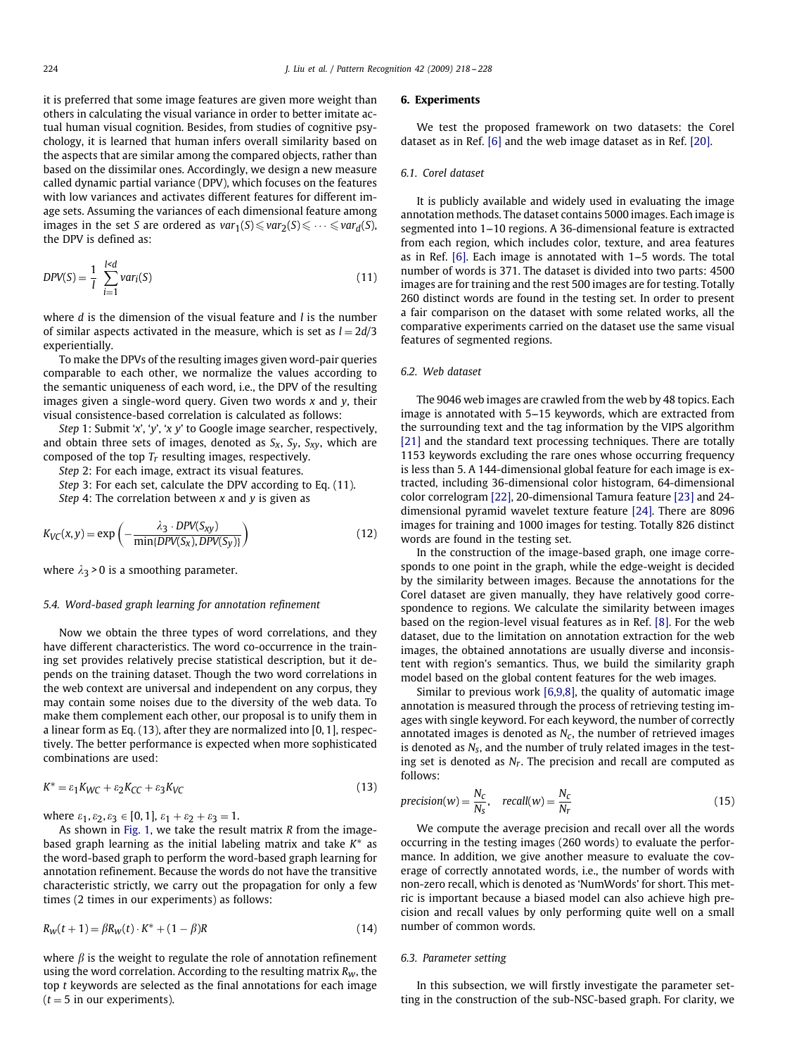it is preferred that some image features are given more weight than others in calculating the visual variance in order to better imitate actual human visual cognition. Besides, from studies of cognitive psychology, it is learned that human infers overall similarity based on the aspects that are similar among the compared objects, rather than based on the dissimilar ones. Accordingly, we design a new measure called dynamic partial variance (DPV), which focuses on the features with low variances and activates different features for different image sets. Assuming the variances of each dimensional feature among images in the set $S$ are ordered as $var_1(S) \leqslant var_2(S) \leqslant \cdots \leqslant var_d(S)$, the DPV is defined as:

$$DPV(S) = \frac{1}{l} \sum_{i=1}^{l<d} var_i(S) \tag{11}$$

where $d$ is the dimension of the visual feature and $l$ is the number of similar aspects activated in the measure, which is set as $l = 2d/3$ experientially.

To make the DPVs of the resulting images given word-pair queries comparable to each other, we normalize the values according to the semantic uniqueness of each word, i.e., the DPV of the resulting images given a single-word query. Given two words $x$ and $y$, their visual consistence-based correlation is calculated as follows:

*Step* 1: Submit '$x$', '$y$', '$x$ $y$' to Google image searcher, respectively, and obtain three sets of images, denoted as $S_x$, $S_y$, $S_{xy}$, which are composed of the top $T_r$ resulting images, respectively.

*Step* 2: For each image, extract its visual features.

*Step* 3: For each set, calculate the DPV according to Eq. (11).

*Step* 4: The correlation between $x$ and $y$ is given as

$$K_{VC}(x,y) = \exp\left(-\frac{\lambda_3 \cdot DPV(S_{xy})}{\min\{DPV(S_x), DPV(S_y)\}}\right) \tag{12}$$

where $\lambda_3 > 0$ is a smoothing parameter.

### 5.4. Word-based graph learning for annotation refinement

Now we obtain the three types of word correlations, and they have different characteristics. The word co-occurrence in the training set provides relatively precise statistical description, but it depends on the training dataset. Though the two word correlations in the web context are universal and independent on any corpus, they may contain some noises due to the diversity of the web data. To make them complement each other, our proposal is to unify them in a linear form as Eq. (13), after they are normalized into [0, 1], respectively. The better performance is expected when more sophisticated combinations are used:

$$K^* = \varepsilon_1 K_{WC} + \varepsilon_2 K_{CC} + \varepsilon_3 K_{VC} \tag{13}$$

where $\varepsilon_1, \varepsilon_2, \varepsilon_3 \in [0,1]$, $\varepsilon_1 + \varepsilon_2 + \varepsilon_3 = 1$.

As shown in Fig. 1, we take the result matrix $R$ from the image-based graph learning as the initial labeling matrix and take $K^*$ as the word-based graph to perform the word-based graph learning for annotation refinement. Because the words do not have the transitive characteristic strictly, we carry out the propagation for only a few times (2 times in our experiments) as follows:

$$R_W(t+1) = \beta R_W(t) \cdot K^* + (1-\beta)R \tag{14}$$

where $\beta$ is the weight to regulate the role of annotation refinement using the word correlation. According to the resulting matrix $R_W$, the top $t$ keywords are selected as the final annotations for each image ($t = 5$ in our experiments).

## 6. Experiments

We test the proposed framework on two datasets: the Corel dataset as in Ref. [6] and the web image dataset as in Ref. [20].

### 6.1. Corel dataset

It is publicly available and widely used in evaluating the image annotation methods. The dataset contains 5000 images. Each image is segmented into 1–10 regions. A 36-dimensional feature is extracted from each region, which includes color, texture, and area features as in Ref. [6]. Each image is annotated with 1–5 words. The total number of words is 371. The dataset is divided into two parts: 4500 images are for training and the rest 500 images are for testing. Totally 260 distinct words are found in the testing set. In order to present a fair comparison on the dataset with some related works, all the comparative experiments carried on the dataset use the same visual features of segmented regions.

### 6.2. Web dataset

The 9046 web images are crawled from the web by 48 topics. Each image is annotated with 5–15 keywords, which are extracted from the surrounding text and the tag information by the VIPS algorithm [21] and the standard text processing techniques. There are totally 1153 keywords excluding the rare ones whose occurring frequency is less than 5. A 144-dimensional global feature for each image is extracted, including 36-dimensional color histogram, 64-dimensional color correlogram [22], 20-dimensional Tamura feature [23] and 24-dimensional pyramid wavelet texture feature [24]. There are 8096 images for training and 1000 images for testing. Totally 826 distinct words are found in the testing set.

In the construction of the image-based graph, one image corresponds to one point in the graph, while the edge-weight is decided by the similarity between images. Because the annotations for the Corel dataset are given manually, they have relatively good correspondence to regions. We calculate the similarity between images based on the region-level visual features as in Ref. [8]. For the web dataset, due to the limitation on annotation extraction for the web images, the obtained annotations are usually diverse and inconsistent with region's semantics. Thus, we build the similarity graph model based on the global content features for the web images.

Similar to previous work [6,9,8], the quality of automatic image annotation is measured through the process of retrieving testing images with single keyword. For each keyword, the number of correctly annotated images is denoted as $N_c$, the number of retrieved images is denoted as $N_s$, and the number of truly related images in the testing set is denoted as $N_r$. The precision and recall are computed as follows:

$$precision(w) = \frac{N_c}{N_s}, \quad recall(w) = \frac{N_c}{N_r} \tag{15}$$

We compute the average precision and recall over all the words occurring in the testing images (260 words) to evaluate the performance. In addition, we give another measure to evaluate the coverage of correctly annotated words, i.e., the number of words with non-zero recall, which is denoted as 'NumWords' for short. This metric is important because a biased model can also achieve high precision and recall values by only performing quite well on a small number of common words.

### 6.3. Parameter setting

In this subsection, we will firstly investigate the parameter setting in the construction of the sub-NSC-based graph. For clarity, we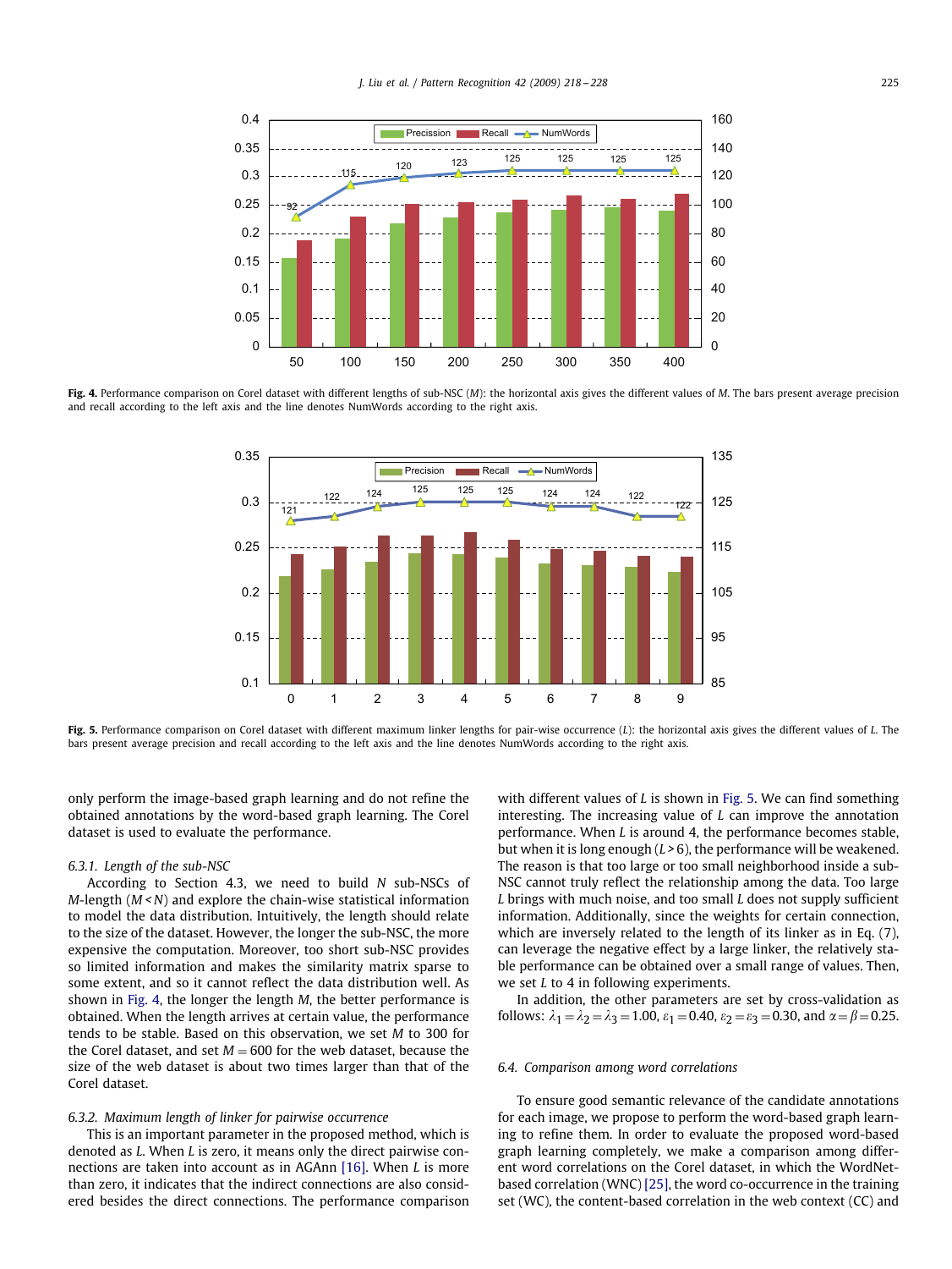**Fig. 4.** Performance comparison on Corel dataset with different lengths of sub-NSC ($M$): the horizontal axis gives the different values of $M$. The bars present average precision and recall according to the left axis and the line denotes NumWords according to the right axis.

**Fig. 5.** Performance comparison on Corel dataset with different maximum linker lengths for pair-wise occurrence ($L$): the horizontal axis gives the different values of $L$. The bars present average precision and recall according to the left axis and the line denotes NumWords according to the right axis.

only perform the image-based graph learning and do not refine the obtained annotations by the word-based graph learning. The Corel dataset is used to evaluate the performance.

### 6.3.1. Length of the sub-NSC

According to Section 4.3, we need to build $N$ sub-NSCs of $M$-length ($M<N$) and explore the chain-wise statistical information to model the data distribution. Intuitively, the length should relate to the size of the dataset. However, the longer the sub-NSC, the more expensive the computation. Moreover, too short sub-NSC provides so limited information and makes the similarity matrix sparse to some extent, and so it cannot reflect the data distribution well. As shown in Fig. 4, the longer the length $M$, the better performance is obtained. When the length arrives at certain value, the performance tends to be stable. Based on this observation, we set $M$ to 300 for the Corel dataset, and set $M=600$ for the web dataset, because the size of the web dataset is about two times larger than that of the Corel dataset.

### 6.3.2. Maximum length of linker for pairwise occurrence

This is an important parameter in the proposed method, which is denoted as $L$. When $L$ is zero, it means only the direct pairwise connections are taken into account as in AGAnn [16]. When $L$ is more than zero, it indicates that the indirect connections are also considered besides the direct connections. The performance comparison with different values of $L$ is shown in Fig. 5. We can find something interesting. The increasing value of $L$ can improve the annotation performance. When $L$ is around 4, the performance becomes stable, but when it is long enough ($L>6$), the performance will be weakened. The reason is that too large or too small neighborhood inside a sub-NSC cannot truly reflect the relationship among the data. Too large $L$ brings with much noise, and too small $L$ does not supply sufficient information. Additionally, since the weights for certain connection, which are inversely related to the length of its linker as in Eq. (7), can leverage the negative effect by a large linker, the relatively stable performance can be obtained over a small range of values. Then, we set $L$ to 4 in following experiments.

In addition, the other parameters are set by cross-validation as follows: $\lambda_1=\lambda_2=\lambda_3=1.00$, $\varepsilon_1=0.40$, $\varepsilon_2=\varepsilon_3=0.30$, and $\alpha=\beta=0.25$.

## 6.4. Comparison among word correlations

To ensure good semantic relevance of the candidate annotations for each image, we propose to perform the word-based graph learning to refine them. In order to evaluate the proposed word-based graph learning completely, we make a comparison among different word correlations on the Corel dataset, in which the WordNet-based correlation (WNC) [25], the word co-occurrence in the training set (WC), the content-based correlation in the web context (CC) and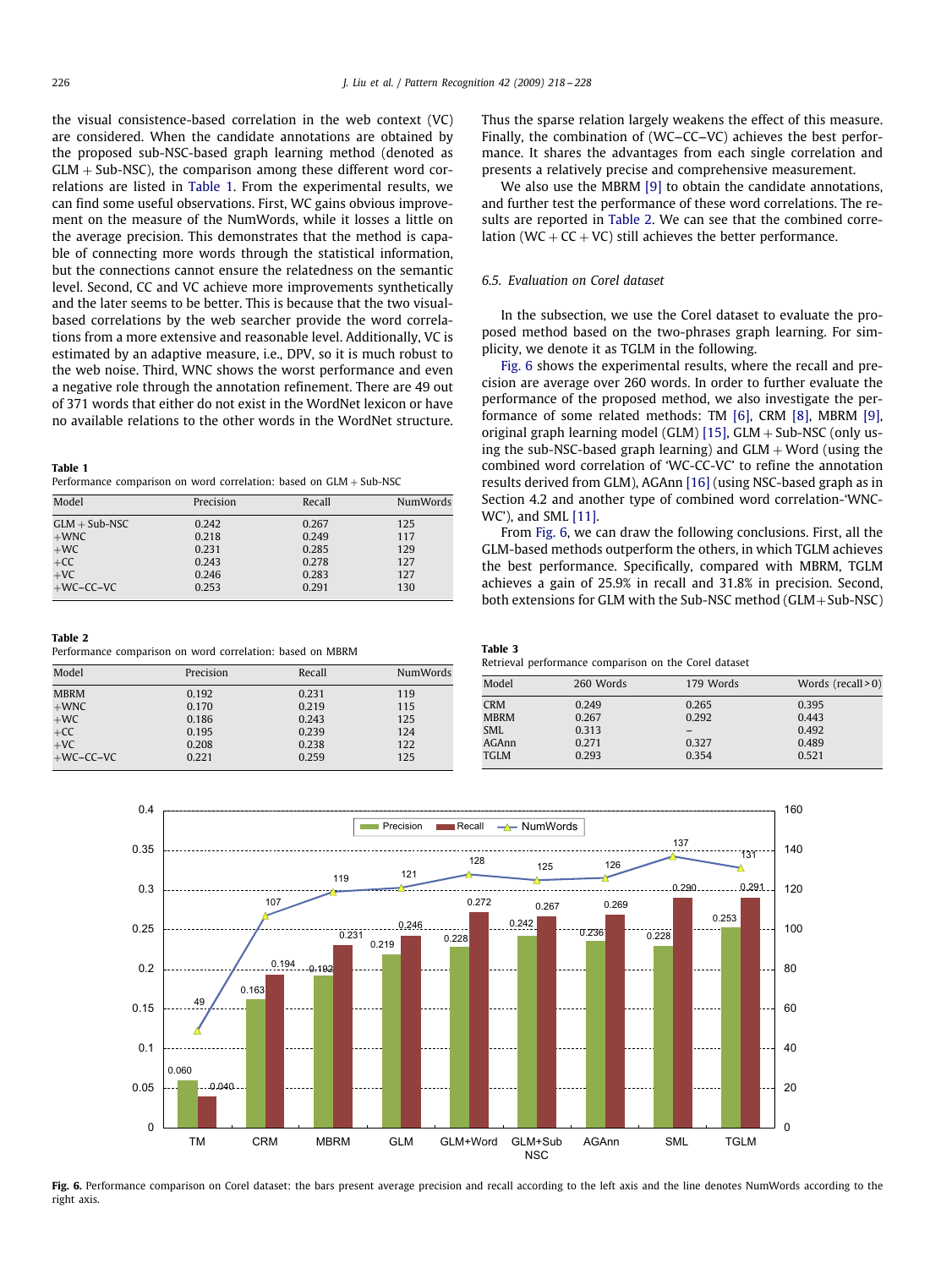the visual consistence-based correlation in the web context (VC) are considered. When the candidate annotations are obtained by the proposed sub-NSC-based graph learning method (denoted as GLM + Sub-NSC), the comparison among these different word correlations are listed in Table 1. From the experimental results, we can find some useful observations. First, WC gains obvious improvement on the measure of the NumWords, while it losses a little on the average precision. This demonstrates that the method is capable of connecting more words through the statistical information, but the connections cannot ensure the relatedness on the semantic level. Second, CC and VC achieve more improvements synthetically and the later seems to be better. This is because that the two visual-based correlations by the web searcher provide the word correlations from a more extensive and reasonable level. Additionally, VC is estimated by an adaptive measure, i.e., DPV, so it is much robust to the web noise. Third, WNC shows the worst performance and even a negative role through the annotation refinement. There are 49 out of 371 words that either do not exist in the WordNet lexicon or have no available relations to the other words in the WordNet structure. Thus the sparse relation largely weakens the effect of this measure. Finally, the combination of (WC–CC–VC) achieves the best performance. It shares the advantages from each single correlation and presents a relatively precise and comprehensive measurement.

We also use the MBRM [9] to obtain the candidate annotations, and further test the performance of these word correlations. The results are reported in Table 2. We can see that the combined correlation (WC + CC + VC) still achieves the better performance.

**Table 1**
Performance comparison on word correlation: based on GLM + Sub-NSC

| Model | Precision | Recall | NumWords |
|---|---|---|---|
| GLM + Sub-NSC | 0.242 | 0.267 | 125 |
| +WNC | 0.218 | 0.249 | 117 |
| +WC | 0.231 | 0.285 | 129 |
| +CC | 0.243 | 0.278 | 127 |
| +VC | 0.246 | 0.283 | 127 |
| +WC–CC–VC | 0.253 | 0.291 | 130 |

**Table 2**
Performance comparison on word correlation: based on MBRM

| Model | Precision | Recall | NumWords |
|---|---|---|---|
| MBRM | 0.192 | 0.231 | 119 |
| +WNC | 0.170 | 0.219 | 115 |
| +WC | 0.186 | 0.243 | 125 |
| +CC | 0.195 | 0.239 | 124 |
| +VC | 0.208 | 0.238 | 122 |
| +WC–CC–VC | 0.221 | 0.259 | 125 |

### 6.5. Evaluation on Corel dataset

In the subsection, we use the Corel dataset to evaluate the proposed method based on the two-phrases graph learning. For simplicity, we denote it as TGLM in the following.

Fig. 6 shows the experimental results, where the recall and precision are average over 260 words. In order to further evaluate the performance of the proposed method, we also investigate the performance of some related methods: TM [6], CRM [8], MBRM [9], original graph learning model (GLM) [15], GLM + Sub-NSC (only using the sub-NSC-based graph learning) and GLM + Word (using the combined word correlation of 'WC-CC-VC' to refine the annotation results derived from GLM), AGAnn [16] (using NSC-based graph as in Section 4.2 and another type of combined word correlation-'WNC-WC'), and SML [11].

From Fig. 6, we can draw the following conclusions. First, all the GLM-based methods outperform the others, in which TGLM achieves the best performance. Specifically, compared with MBRM, TGLM achieves a gain of 25.9% in recall and 31.8% in precision. Second, both extensions for GLM with the Sub-NSC method (GLM+Sub-NSC)

**Table 3**
Retrieval performance comparison on the Corel dataset

| Model | 260 Words | 179 Words | Words (recall > 0) |
|---|---|---|---|
| CRM | 0.249 | 0.265 | 0.395 |
| MBRM | 0.267 | 0.292 | 0.443 |
| SML | 0.313 | – | 0.492 |
| AGAnn | 0.271 | 0.327 | 0.489 |
| TGLM | 0.293 | 0.354 | 0.521 |

| Model | Precision | Recall | NumWords |
|---|---|---|---|
| TM | 0.060 | 0.040 | 49 |
| CRM | 0.163 | 0.194 | 107 |
| MBRM | 0.192 | 0.231 | 119 |
| GLM | 0.219 | 0.246 | 121 |
| GLM+Word | 0.228 | 0.272 | 128 |
| GLM+Sub NSC | 0.242 | 0.267 | 125 |
| AGAnn | 0.236 | 0.269 | 126 |
| SML | 0.228 | 0.290 | 137 |
| TGLM | 0.253 | 0.291 | 131 |

**Fig. 6.** Performance comparison on Corel dataset: the bars present average precision and recall according to the left axis and the line denotes NumWords according to the right axis.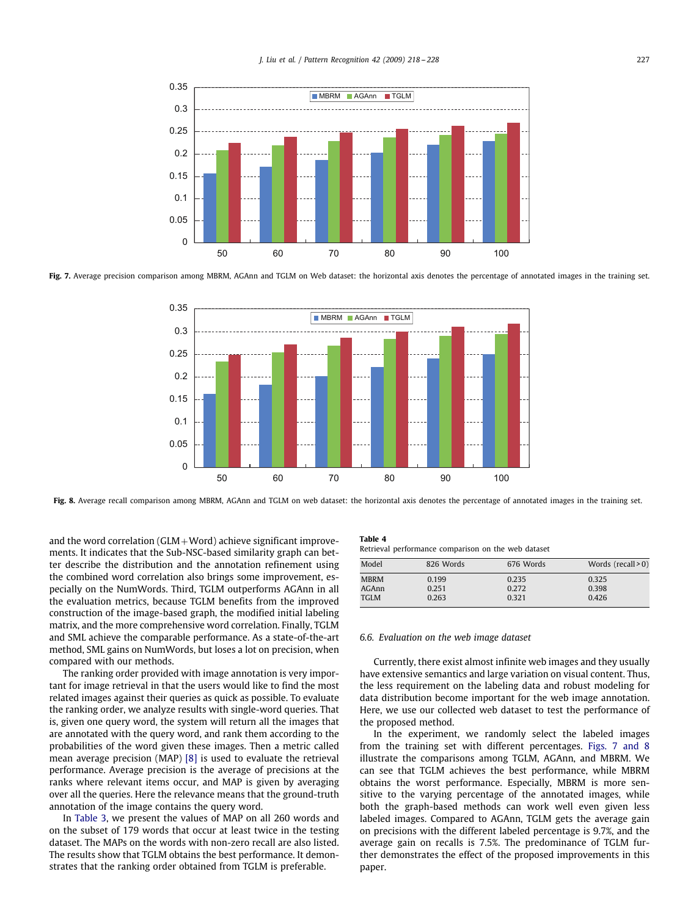Fig. 7. Average precision comparison among MBRM, AGAnn and TGLM on Web dataset: the horizontal axis denotes the percentage of annotated images in the training set.

Fig. 8. Average recall comparison among MBRM, AGAnn and TGLM on web dataset: the horizontal axis denotes the percentage of annotated images in the training set.

and the word correlation (GLM+Word) achieve significant improvements. It indicates that the Sub-NSC-based similarity graph can better describe the distribution and the annotation refinement using the combined word correlation also brings some improvement, especially on the NumWords. Third, TGLM outperforms AGAnn in all the evaluation metrics, because TGLM benefits from the improved construction of the image-based graph, the modified initial labeling matrix, and the more comprehensive word correlation. Finally, TGLM and SML achieve the comparable performance. As a state-of-the-art method, SML gains on NumWords, but loses a lot on precision, when compared with our methods.

The ranking order provided with image annotation is very important for image retrieval in that the users would like to find the most related images against their queries as quick as possible. To evaluate the ranking order, we analyze results with single-word queries. That is, given one query word, the system will return all the images that are annotated with the query word, and rank them according to the probabilities of the word given these images. Then a metric called mean average precision (MAP) [8] is used to evaluate the retrieval performance. Average precision is the average of precisions at the ranks where relevant items occur, and MAP is given by averaging over all the queries. Here the relevance means that the ground-truth annotation of the image contains the query word.

In Table 3, we present the values of MAP on all 260 words and on the subset of 179 words that occur at least twice in the testing dataset. The MAPs on the words with non-zero recall are also listed. The results show that TGLM obtains the best performance. It demonstrates that the ranking order obtained from TGLM is preferable.

**Table 4**
Retrieval performance comparison on the web dataset

| Model | 826 Words | 676 Words | Words (recall > 0) |
|---|---|---|---|
| MBRM | 0.199 | 0.235 | 0.325 |
| AGAnn | 0.251 | 0.272 | 0.398 |
| TGLM | 0.263 | 0.321 | 0.426 |

### 6.6. Evaluation on the web image dataset

Currently, there exist almost infinite web images and they usually have extensive semantics and large variation on visual content. Thus, the less requirement on the labeling data and robust modeling for data distribution become important for the web image annotation. Here, we use our collected web dataset to test the performance of the proposed method.

In the experiment, we randomly select the labeled images from the training set with different percentages. Figs. 7 and 8 illustrate the comparisons among TGLM, AGAnn, and MBRM. We can see that TGLM achieves the best performance, while MBRM obtains the worst performance. Especially, MBRM is more sensitive to the varying percentage of the annotated images, while both the graph-based methods can work well even given less labeled images. Compared to AGAnn, TGLM gets the average gain on precisions with the different labeled percentage is 9.7%, and the average gain on recalls is 7.5%. The predominance of TGLM further demonstrates the effect of the proposed improvements in this paper.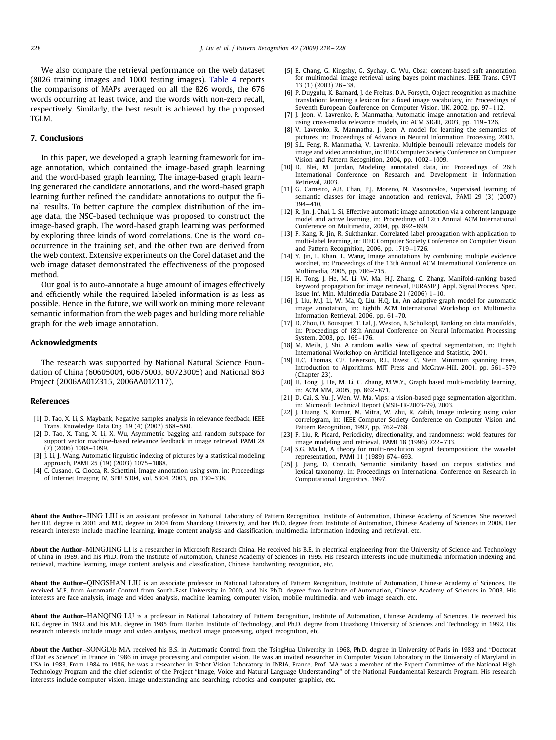We also compare the retrieval performance on the web dataset (8026 training images and 1000 testing images). Table 4 reports the comparisons of MAPs averaged on all the 826 words, the 676 words occurring at least twice, and the words with non-zero recall, respectively. Similarly, the best result is achieved by the proposed TGLM.

## 7. Conclusions

In this paper, we developed a graph learning framework for image annotation, which contained the image-based graph learning and the word-based graph learning. The image-based graph learning generated the candidate annotations, and the word-based graph learning further refined the candidate annotations to output the final results. To better capture the complex distribution of the image data, the NSC-based technique was proposed to construct the image-based graph. The word-based graph learning was performed by exploring three kinds of word correlations. One is the word co-occurrence in the training set, and the other two are derived from the web context. Extensive experiments on the Corel dataset and the web image dataset demonstrated the effectiveness of the proposed method.

Our goal is to auto-annotate a huge amount of images effectively and efficiently while the required labeled information is as less as possible. Hence in the future, we will work on mining more relevant semantic information from the web pages and building more reliable graph for the web image annotation.

## Acknowledgments

The research was supported by National Natural Science Foundation of China (60605004, 60675003, 60723005) and National 863 Project (2006AA01Z315, 2006AA01Z117).

## References

[1] D. Tao, X. Li, S. Maybank, Negative samples analysis in relevance feedback, IEEE Trans. Knowledge Data Eng. 19 (4) (2007) 568–580.

[2] D. Tao, X. Tang, X. Li, X. Wu, Asymmetric bagging and random subspace for support vector machine-based relevance feedback in image retrieval, PAMI 28 (7) (2006) 1088–1099.

[3] J. Li, J. Wang, Automatic linguistic indexing of pictures by a statistical modeling approach, PAMI 25 (19) (2003) 1075–1088.

[4] C. Cusano, G. Ciocca, R. Schettini, Image annotation using svm, in: Proceedings of Internet Imaging IV, SPIE 5304, vol. 5304, 2003, pp. 330–338.

[5] E. Chang, G. Kingshy, G. Sychay, G. Wu, Cbsa: content-based soft annotation for multimodal image retrieval using bayes point machines, IEEE Trans. CSVT 13 (1) (2003) 26–38.

[6] P. Duygulu, K. Barnard, J. de Freitas, D.A. Forsyth, Object recognition as machine translation: learning a lexicon for a fixed image vocabulary, in: Proceedings of Seventh European Conference on Computer Vision, UK, 2002, pp. 97–112.

[7] J. Jeon, V. Lavrenko, R. Manmatha, Automatic image annotation and retrieval using cross-media relevance models, in: ACM SIGIR, 2003, pp. 119–126.

[8] V. Lavrenko, R. Manmatha, J. Jeon, A model for learning the semantics of pictures, in: Proceedings of Advance in Neutral Information Processing, 2003.

[9] S.L. Feng, R. Manmatha, V. Lavrenko, Multiple bernoulli relevance models for image and video annotation, in: IEEE Computer Society Conference on Computer Vision and Pattern Recognition, 2004, pp. 1002–1009.

[10] D. Blei, M. Jordan, Modeling annotated data, in: Proceedings of 26th International Conference on Research and Development in Information Retrieval, 2003.

[11] G. Carneiro, A.B. Chan, P.J. Moreno, N. Vasconcelos, Supervised learning of semantic classes for image annotation and retrieval, PAMI 29 (3) (2007) 394–410.

[12] R. Jin, J. Chai, L. Si, Effective automatic image annotation via a coherent language model and active learning, in: Proceedings of 12th Annual ACM International Conference on Multimedia, 2004, pp. 892–899.

[13] F. Kang, R. Jin, R. Sukthankar, Correlated label propagation with application to multi-label learning, in: IEEE Computer Society Conference on Computer Vision and Pattern Recognition, 2006, pp. 1719–1726.

[14] Y. Jin, L. Khan, L. Wang, Image annotations by combining multiple evidence wordnet, in: Proceedings of the 13th Annual ACM International Conference on Multimedia, 2005, pp. 706–715.

[15] H. Tong, J. He, M. Li, W. Ma, H.J. Zhang, C. Zhang, Manifold-ranking based keyword propagation for image retrieval, EURASIP J. Appl. Signal Process. Spec. Issue Inf. Min. Multimedia Database 21 (2006) 1–10.

[16] J. Liu, M.J. Li, W. Ma, Q. Liu, H.Q. Lu, An adaptive graph model for automatic image annotation, in: Eighth ACM International Workshop on Multimedia Information Retrieval, 2006, pp. 61–70.

[17] D. Zhou, O. Bousquet, T. Lal, J. Weston, B. Scholkopf, Ranking on data manifolds, in: Proceedings of 18th Annual Conference on Neural Information Processing System, 2003, pp. 169–176.

[18] M. Meila, J. Shi, A random walks view of spectral segmentation, in: Eighth International Workshop on Artificial Intelligence and Statistic, 2001.

[19] H.C. Thomas, C.E. Leiserson, R.L. Rivest, C. Stein, Minimum spanning trees, Introduction to Algorithms, MIT Press and McGraw-Hill, 2001, pp. 561–579 (Chapter 23).

[20] H. Tong, J. He, M. Li, C. Zhang, M.W.Y., Graph based multi-modality learning, in: ACM MM, 2005, pp. 862–871.

[21] D. Cai, S. Yu, J. Wen, W. Ma, Vips: a vision-based page segmentation algorithm, in: Microsoft Technical Report (MSR-TR-2003-79), 2003.

[22] J. Huang, S. Kumar, M. Mitra, W. Zhu, R. Zabih, Image indexing using color correlogram, in: IEEE Computer Society Conference on Computer Vision and Pattern Recognition, 1997, pp. 762–768.

[23] F. Liu, R. Picard, Periodicity, directionality, and randomness: wold features for image modeling and retrieval, PAMI 18 (1996) 722–733.

[24] S.G. Mallat, A theory for multi-resolution signal decomposition: the wavelet representation, PAMI 11 (1989) 674–693.

[25] J. Jiang, D. Conrath, Semantic similarity based on corpus statistics and lexical taxonomy, in: Proceedings on International Conference on Research in Computational Linguistics, 1997.

**About the Author**–JING LIU is an assistant professor in National Laboratory of Pattern Recognition, Institute of Automation, Chinese Academy of Sciences. She received her B.E. degree in 2001 and M.E. degree in 2004 from Shandong University, and her Ph.D. degree from Institute of Automation, Chinese Academy of Sciences in 2008. Her research interests include machine learning, image content analysis and classification, multimedia information indexing and retrieval, etc.

**About the Author**–MINGJING LI is a researcher in Microsoft Research China. He received his B.E. in electrical engineering from the University of Science and Technology of China in 1989, and his Ph.D. from the Institute of Automation, Chinese Academy of Sciences in 1995. His research interests include multimedia information indexing and retrieval, machine learning, image content analysis and classification, Chinese handwriting recognition, etc.

**About the Author**–QINGSHAN LIU is an associate professor in National Laboratory of Pattern Recognition, Institute of Automation, Chinese Academy of Sciences. He received M.E. from Automatic Control from South-East University in 2000, and his Ph.D. degree from Institute of Automation, Chinese Academy of Sciences in 2003. His interests are face analysis, image and video analysis, machine learning, computer vision, mobile multimedia, and web image search, etc.

**About the Author**–HANQING LU is a professor in National Laboratory of Pattern Recognition, Institute of Automation, Chinese Academy of Sciences. He received his B.E. degree in 1982 and his M.E. degree in 1985 from Harbin Institute of Technology, and Ph.D. degree from Huazhong University of Sciences and Technology in 1992. His research interests include image and video analysis, medical image processing, object recognition, etc.

**About the Author**–SONGDE MA received his B.S. in Automatic Control from the TsingHua University in 1968, Ph.D. degree in University of Paris in 1983 and "Doctorat d'Etat es Science" in France in 1986 in image processing and computer vision. He was an invited researcher in Computer Vision Laboratory in the University of Maryland in USA in 1983. From 1984 to 1986, he was a researcher in Robot Vision Laboratory in INRIA, France. Prof. MA was a member of the Expert Committee of the National High Technology Program and the chief scientist of the Project "Image, Voice and Natural Language Understanding" of the National Fundamental Research Program. His research interests include computer vision, image understanding and searching, robotics and computer graphics, etc.